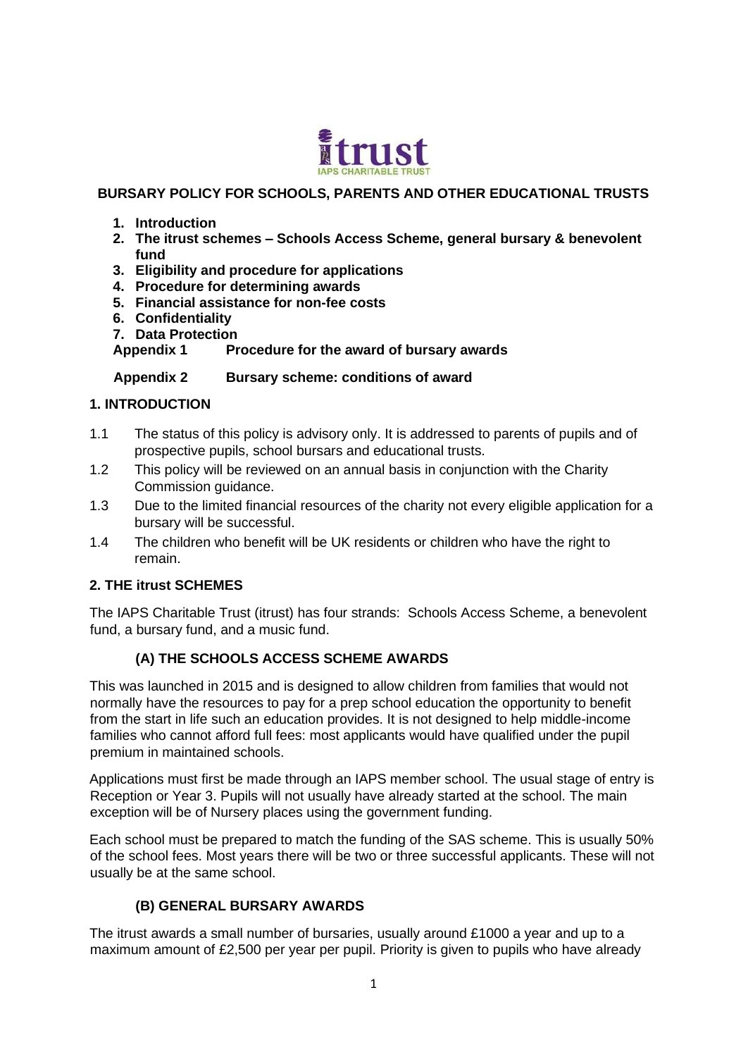itrust

IAPS CHARITABLE TRUST

**BURSARY POLICY FOR SCHOOLS, PARENTS AND OTHER EDUCATIONAL TRUSTS**

1. **Introduction**
2. **The itrust schemes – Schools Access Scheme, general bursary & benevolent fund**
3. **Eligibility and procedure for applications**
4. **Procedure for determining awards**
5. **Financial assistance for non-fee costs**
6. **Confidentiality**
7. **Data Protection**

**Appendix 1 Procedure for the award of bursary awards**

**Appendix 2 Bursary scheme: conditions of award**

## 1. INTRODUCTION

1.1 The status of this policy is advisory only. It is addressed to parents of pupils and of prospective pupils, school bursars and educational trusts.

1.2 This policy will be reviewed on an annual basis in conjunction with the Charity Commission guidance.

1.3 Due to the limited financial resources of the charity not every eligible application for a bursary will be successful.

1.4 The children who benefit will be UK residents or children who have the right to remain.

## 2. THE itrust SCHEMES

The IAPS Charitable Trust (itrust) has four strands: Schools Access Scheme, a benevolent fund, a bursary fund, and a music fund.

### (A) THE SCHOOLS ACCESS SCHEME AWARDS

This was launched in 2015 and is designed to allow children from families that would not normally have the resources to pay for a prep school education the opportunity to benefit from the start in life such an education provides. It is not designed to help middle-income families who cannot afford full fees: most applicants would have qualified under the pupil premium in maintained schools.

Applications must first be made through an IAPS member school. The usual stage of entry is Reception or Year 3. Pupils will not usually have already started at the school. The main exception will be of Nursery places using the government funding.

Each school must be prepared to match the funding of the SAS scheme. This is usually 50% of the school fees. Most years there will be two or three successful applicants. These will not usually be at the same school.

### (B) GENERAL BURSARY AWARDS

The itrust awards a small number of bursaries, usually around £1000 a year and up to a maximum amount of £2,500 per year per pupil. Priority is given to pupils who have already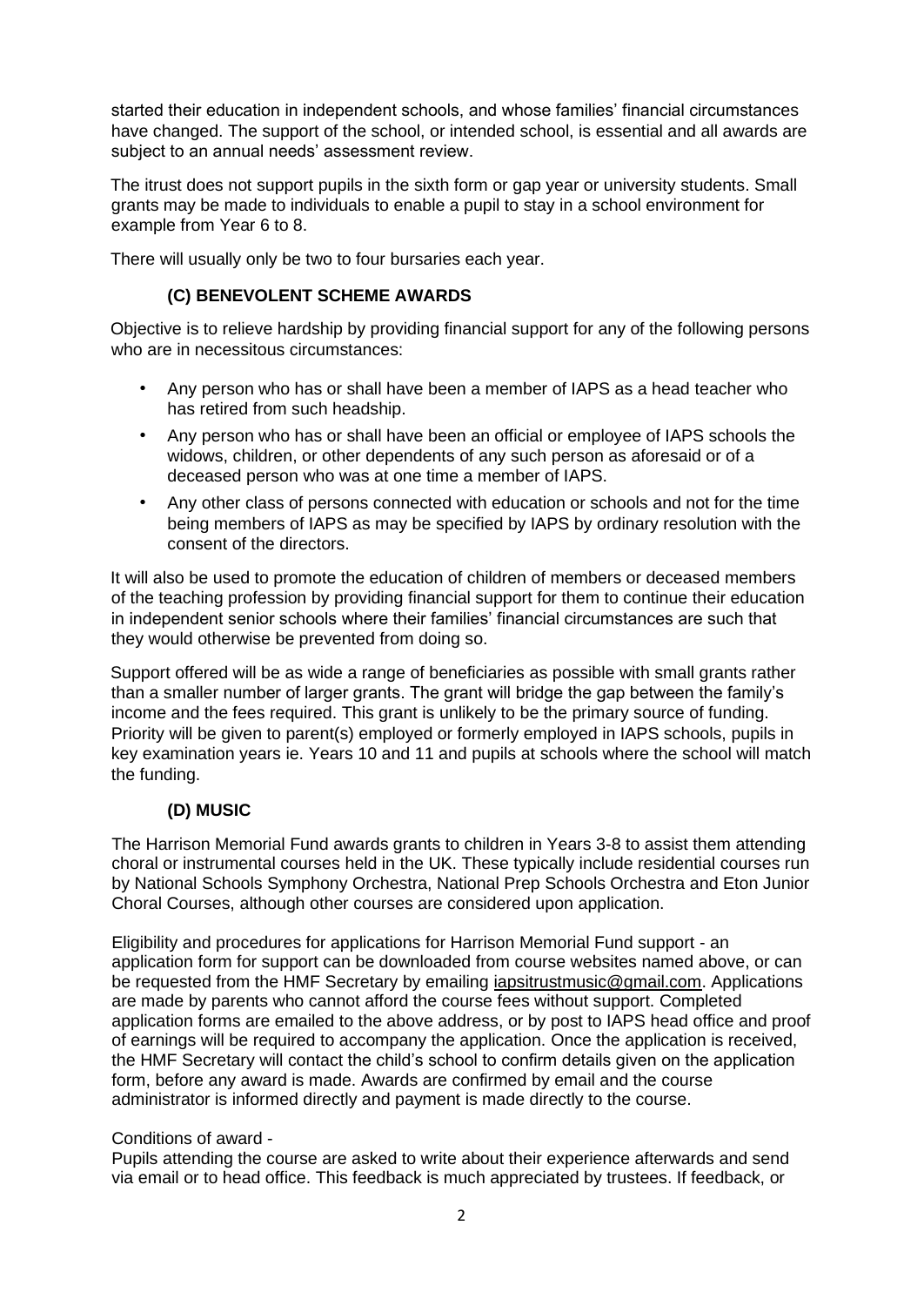started their education in independent schools, and whose families' financial circumstances have changed. The support of the school, or intended school, is essential and all awards are subject to an annual needs' assessment review.

The itrust does not support pupils in the sixth form or gap year or university students. Small grants may be made to individuals to enable a pupil to stay in a school environment for example from Year 6 to 8.

There will usually only be two to four bursaries each year.

### (C) BENEVOLENT SCHEME AWARDS

Objective is to relieve hardship by providing financial support for any of the following persons who are in necessitous circumstances:

- Any person who has or shall have been a member of IAPS as a head teacher who has retired from such headship.
- Any person who has or shall have been an official or employee of IAPS schools the widows, children, or other dependents of any such person as aforesaid or of a deceased person who was at one time a member of IAPS.
- Any other class of persons connected with education or schools and not for the time being members of IAPS as may be specified by IAPS by ordinary resolution with the consent of the directors.

It will also be used to promote the education of children of members or deceased members of the teaching profession by providing financial support for them to continue their education in independent senior schools where their families' financial circumstances are such that they would otherwise be prevented from doing so.

Support offered will be as wide a range of beneficiaries as possible with small grants rather than a smaller number of larger grants. The grant will bridge the gap between the family's income and the fees required. This grant is unlikely to be the primary source of funding. Priority will be given to parent(s) employed or formerly employed in IAPS schools, pupils in key examination years ie. Years 10 and 11 and pupils at schools where the school will match the funding.

### (D) MUSIC

The Harrison Memorial Fund awards grants to children in Years 3-8 to assist them attending choral or instrumental courses held in the UK. These typically include residential courses run by National Schools Symphony Orchestra, National Prep Schools Orchestra and Eton Junior Choral Courses, although other courses are considered upon application.

Eligibility and procedures for applications for Harrison Memorial Fund support - an application form for support can be downloaded from course websites named above, or can be requested from the HMF Secretary by emailing iapsitrustmusic@gmail.com. Applications are made by parents who cannot afford the course fees without support. Completed application forms are emailed to the above address, or by post to IAPS head office and proof of earnings will be required to accompany the application. Once the application is received, the HMF Secretary will contact the child's school to confirm details given on the application form, before any award is made. Awards are confirmed by email and the course administrator is informed directly and payment is made directly to the course.

Conditions of award -
Pupils attending the course are asked to write about their experience afterwards and send via email or to head office. This feedback is much appreciated by trustees. If feedback, or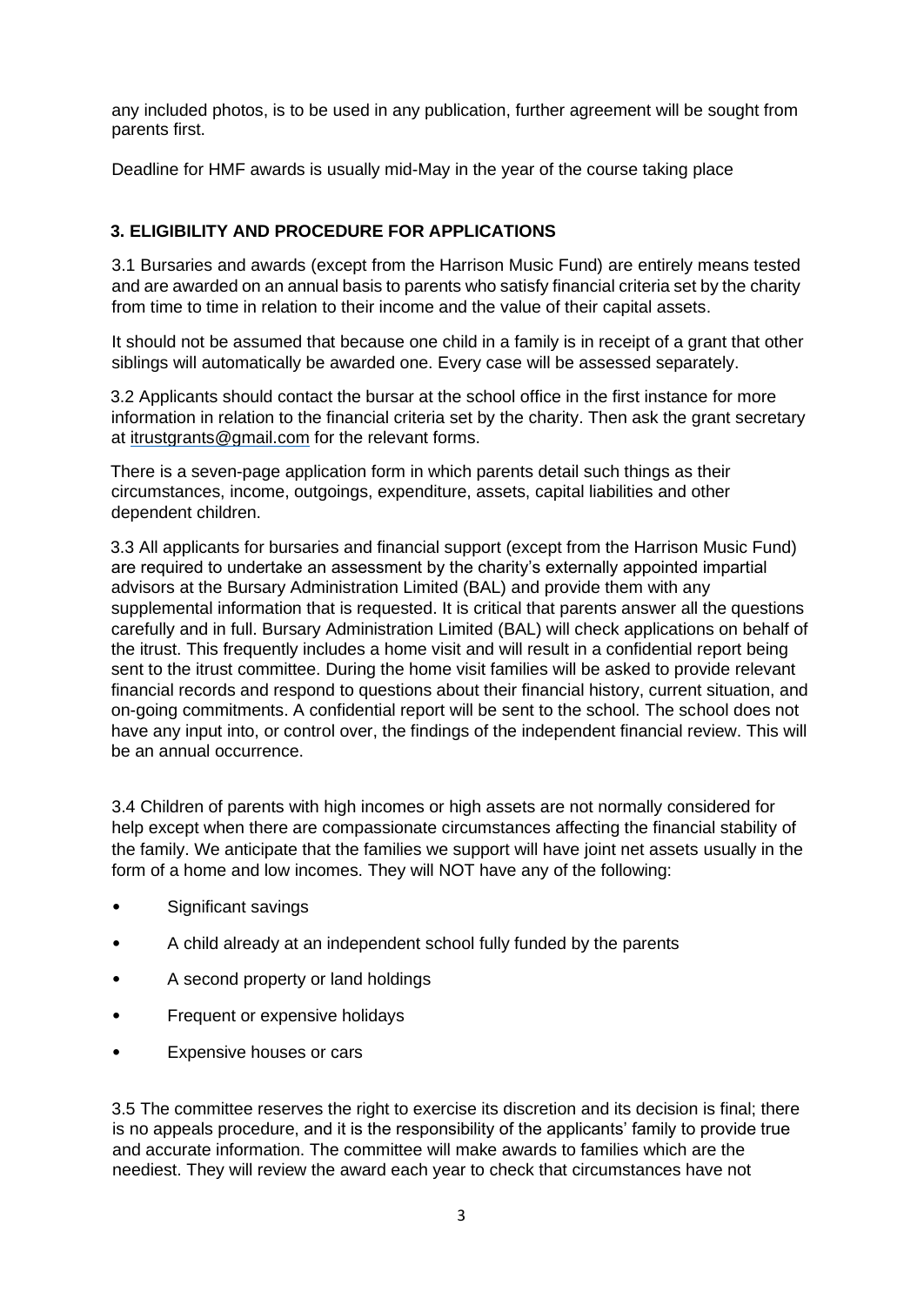any included photos, is to be used in any publication, further agreement will be sought from parents first.

Deadline for HMF awards is usually mid-May in the year of the course taking place

### 3. ELIGIBILITY AND PROCEDURE FOR APPLICATIONS

3.1 Bursaries and awards (except from the Harrison Music Fund) are entirely means tested and are awarded on an annual basis to parents who satisfy financial criteria set by the charity from time to time in relation to their income and the value of their capital assets.

It should not be assumed that because one child in a family is in receipt of a grant that other siblings will automatically be awarded one. Every case will be assessed separately.

3.2 Applicants should contact the bursar at the school office in the first instance for more information in relation to the financial criteria set by the charity. Then ask the grant secretary at itrustgrants@gmail.com for the relevant forms.

There is a seven-page application form in which parents detail such things as their circumstances, income, outgoings, expenditure, assets, capital liabilities and other dependent children.

3.3 All applicants for bursaries and financial support (except from the Harrison Music Fund) are required to undertake an assessment by the charity's externally appointed impartial advisors at the Bursary Administration Limited (BAL) and provide them with any supplemental information that is requested. It is critical that parents answer all the questions carefully and in full. Bursary Administration Limited (BAL) will check applications on behalf of the itrust. This frequently includes a home visit and will result in a confidential report being sent to the itrust committee. During the home visit families will be asked to provide relevant financial records and respond to questions about their financial history, current situation, and on-going commitments. A confidential report will be sent to the school. The school does not have any input into, or control over, the findings of the independent financial review. This will be an annual occurrence.

3.4 Children of parents with high incomes or high assets are not normally considered for help except when there are compassionate circumstances affecting the financial stability of the family. We anticipate that the families we support will have joint net assets usually in the form of a home and low incomes. They will NOT have any of the following:

- Significant savings
- A child already at an independent school fully funded by the parents
- A second property or land holdings
- Frequent or expensive holidays
- Expensive houses or cars

3.5 The committee reserves the right to exercise its discretion and its decision is final; there is no appeals procedure, and it is the responsibility of the applicants' family to provide true and accurate information. The committee will make awards to families which are the neediest. They will review the award each year to check that circumstances have not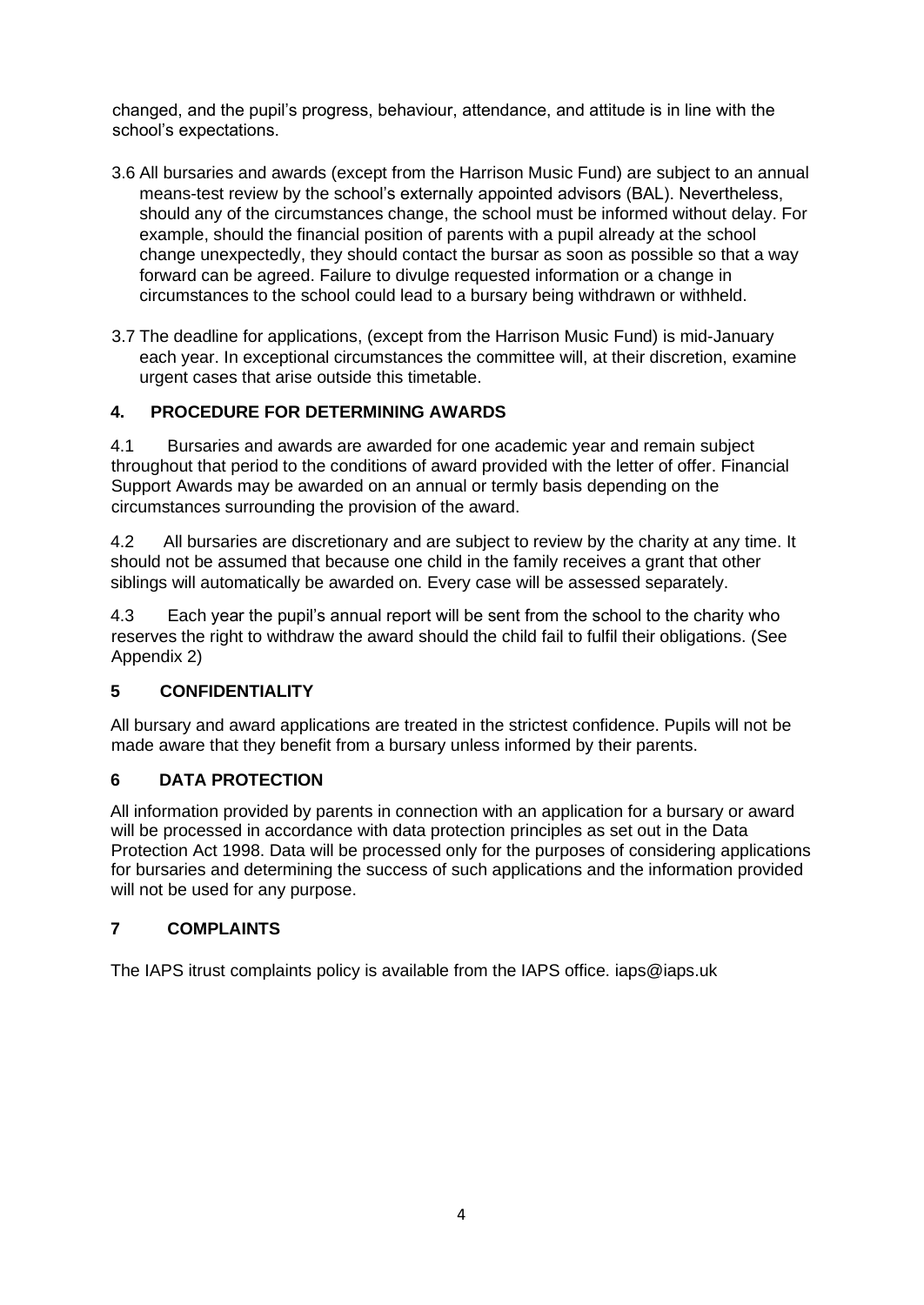changed, and the pupil's progress, behaviour, attendance, and attitude is in line with the school's expectations.

3.6 All bursaries and awards (except from the Harrison Music Fund) are subject to an annual means-test review by the school's externally appointed advisors (BAL). Nevertheless, should any of the circumstances change, the school must be informed without delay. For example, should the financial position of parents with a pupil already at the school change unexpectedly, they should contact the bursar as soon as possible so that a way forward can be agreed. Failure to divulge requested information or a change in circumstances to the school could lead to a bursary being withdrawn or withheld.

3.7 The deadline for applications, (except from the Harrison Music Fund) is mid-January each year. In exceptional circumstances the committee will, at their discretion, examine urgent cases that arise outside this timetable.

## 4. PROCEDURE FOR DETERMINING AWARDS

4.1 Bursaries and awards are awarded for one academic year and remain subject throughout that period to the conditions of award provided with the letter of offer. Financial Support Awards may be awarded on an annual or termly basis depending on the circumstances surrounding the provision of the award.

4.2 All bursaries are discretionary and are subject to review by the charity at any time. It should not be assumed that because one child in the family receives a grant that other siblings will automatically be awarded on. Every case will be assessed separately.

4.3 Each year the pupil's annual report will be sent from the school to the charity who reserves the right to withdraw the award should the child fail to fulfil their obligations. (See Appendix 2)

## 5 CONFIDENTIALITY

All bursary and award applications are treated in the strictest confidence. Pupils will not be made aware that they benefit from a bursary unless informed by their parents.

## 6 DATA PROTECTION

All information provided by parents in connection with an application for a bursary or award will be processed in accordance with data protection principles as set out in the Data Protection Act 1998. Data will be processed only for the purposes of considering applications for bursaries and determining the success of such applications and the information provided will not be used for any purpose.

## 7 COMPLAINTS

The IAPS itrust complaints policy is available from the IAPS office. iaps@iaps.uk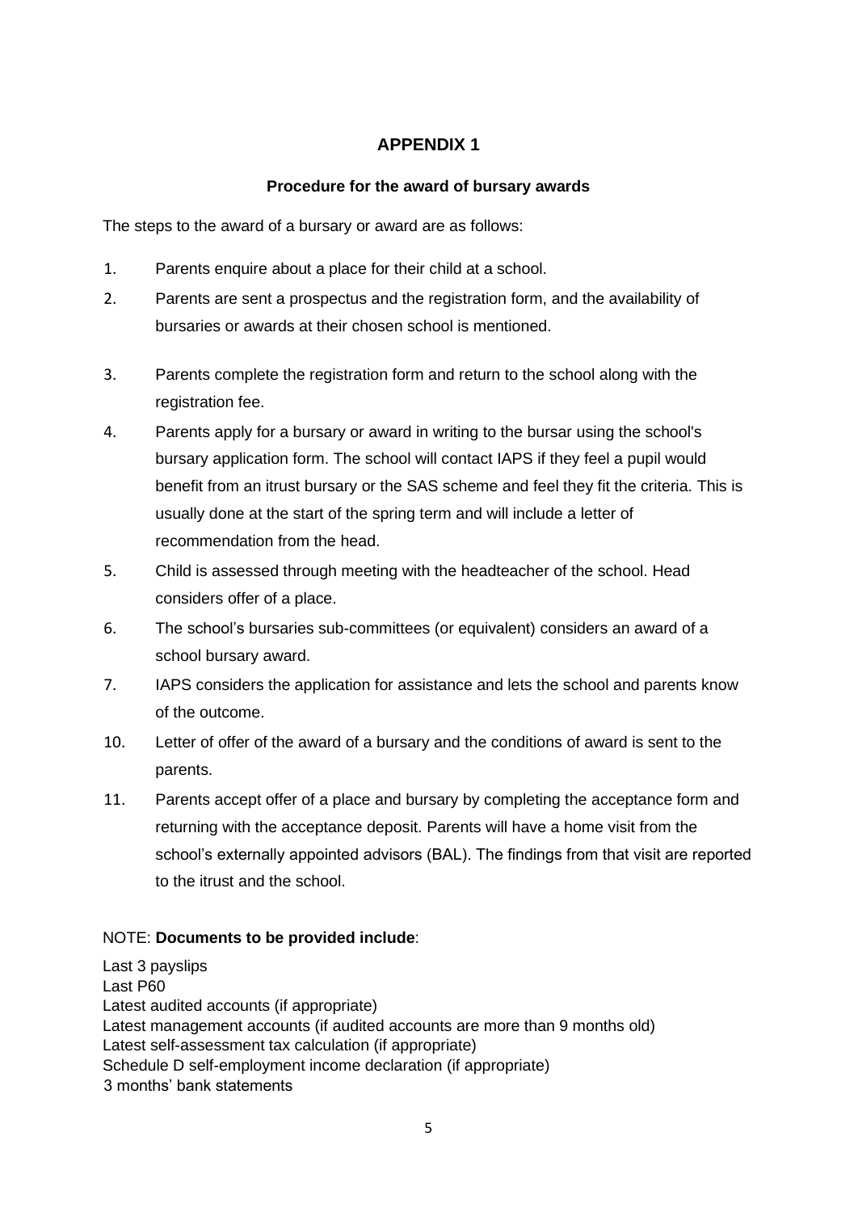# APPENDIX 1

### Procedure for the award of bursary awards

The steps to the award of a bursary or award are as follows:

1. Parents enquire about a place for their child at a school.
2. Parents are sent a prospectus and the registration form, and the availability of bursaries or awards at their chosen school is mentioned.
3. Parents complete the registration form and return to the school along with the registration fee.
4. Parents apply for a bursary or award in writing to the bursar using the school's bursary application form. The school will contact IAPS if they feel a pupil would benefit from an itrust bursary or the SAS scheme and feel they fit the criteria. This is usually done at the start of the spring term and will include a letter of recommendation from the head.
5. Child is assessed through meeting with the headteacher of the school. Head considers offer of a place.
6. The school's bursaries sub-committees (or equivalent) considers an award of a school bursary award.
7. IAPS considers the application for assistance and lets the school and parents know of the outcome.

10. Letter of offer of the award of a bursary and the conditions of award is sent to the parents.
11. Parents accept offer of a place and bursary by completing the acceptance form and returning with the acceptance deposit. Parents will have a home visit from the school's externally appointed advisors (BAL). The findings from that visit are reported to the itrust and the school.

NOTE: **Documents to be provided include**:

Last 3 payslips
Last P60
Latest audited accounts (if appropriate)
Latest management accounts (if audited accounts are more than 9 months old)
Latest self-assessment tax calculation (if appropriate)
Schedule D self-employment income declaration (if appropriate)
3 months' bank statements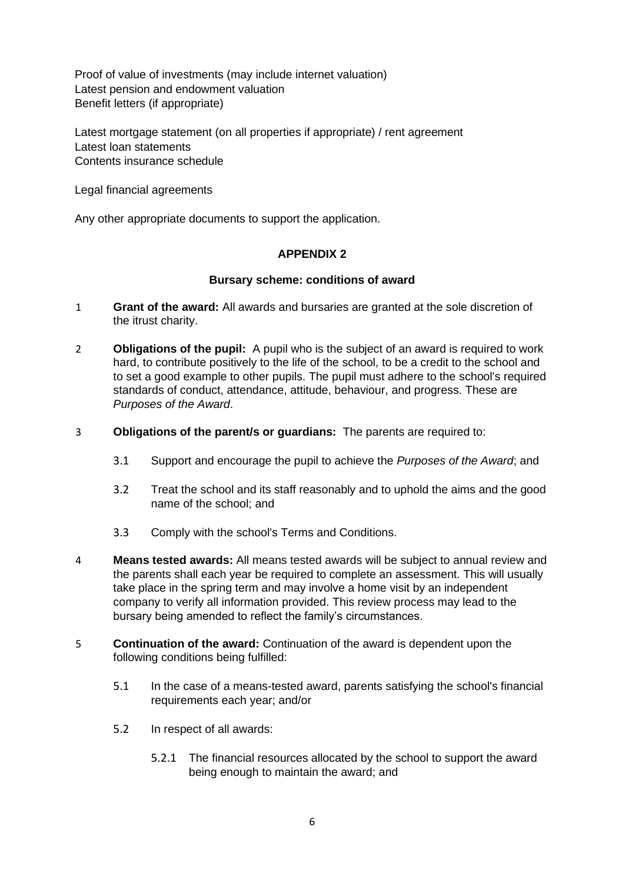Proof of value of investments (may include internet valuation)
Latest pension and endowment valuation
Benefit letters (if appropriate)

Latest mortgage statement (on all properties if appropriate) / rent agreement
Latest loan statements
Contents insurance schedule

Legal financial agreements

Any other appropriate documents to support the application.

## APPENDIX 2

### Bursary scheme: conditions of award

1 **Grant of the award:** All awards and bursaries are granted at the sole discretion of the itrust charity.

2 **Obligations of the pupil:** A pupil who is the subject of an award is required to work hard, to contribute positively to the life of the school, to be a credit to the school and to set a good example to other pupils. The pupil must adhere to the school's required standards of conduct, attendance, attitude, behaviour, and progress. These are *Purposes of the Award*.

3 **Obligations of the parent/s or guardians:** The parents are required to:

- 3.1 Support and encourage the pupil to achieve the *Purposes of the Award*; and
- 3.2 Treat the school and its staff reasonably and to uphold the aims and the good name of the school; and
- 3.3 Comply with the school's Terms and Conditions.

4 **Means tested awards:** All means tested awards will be subject to annual review and the parents shall each year be required to complete an assessment. This will usually take place in the spring term and may involve a home visit by an independent company to verify all information provided. This review process may lead to the bursary being amended to reflect the family's circumstances.

5 **Continuation of the award:** Continuation of the award is dependent upon the following conditions being fulfilled:

- 5.1 In the case of a means-tested award, parents satisfying the school's financial requirements each year; and/or
- 5.2 In respect of all awards:
  - 5.2.1 The financial resources allocated by the school to support the award being enough to maintain the award; and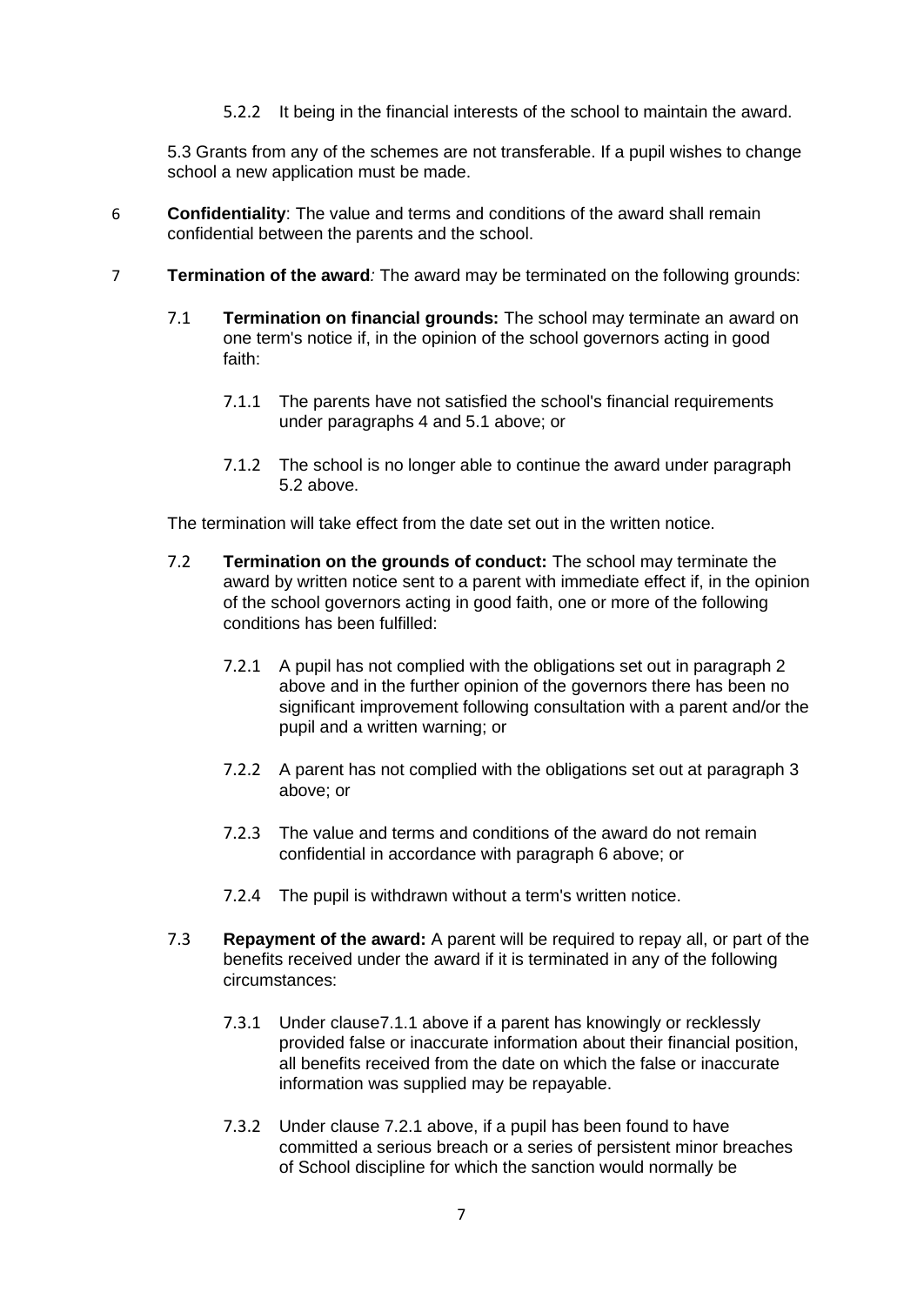5.2.2 It being in the financial interests of the school to maintain the award.

5.3 Grants from any of the schemes are not transferable. If a pupil wishes to change school a new application must be made.

6 **Confidentiality**: The value and terms and conditions of the award shall remain confidential between the parents and the school.

7 **Termination of the award***:* The award may be terminated on the following grounds:

7.1 **Termination on financial grounds:** The school may terminate an award on one term's notice if, in the opinion of the school governors acting in good faith:

7.1.1 The parents have not satisfied the school's financial requirements under paragraphs 4 and 5.1 above; or

7.1.2 The school is no longer able to continue the award under paragraph 5.2 above.

The termination will take effect from the date set out in the written notice.

7.2 **Termination on the grounds of conduct:** The school may terminate the award by written notice sent to a parent with immediate effect if, in the opinion of the school governors acting in good faith, one or more of the following conditions has been fulfilled:

7.2.1 A pupil has not complied with the obligations set out in paragraph 2 above and in the further opinion of the governors there has been no significant improvement following consultation with a parent and/or the pupil and a written warning; or

7.2.2 A parent has not complied with the obligations set out at paragraph 3 above; or

7.2.3 The value and terms and conditions of the award do not remain confidential in accordance with paragraph 6 above; or

7.2.4 The pupil is withdrawn without a term's written notice.

7.3 **Repayment of the award:** A parent will be required to repay all, or part of the benefits received under the award if it is terminated in any of the following circumstances:

7.3.1 Under clause7.1.1 above if a parent has knowingly or recklessly provided false or inaccurate information about their financial position, all benefits received from the date on which the false or inaccurate information was supplied may be repayable.

7.3.2 Under clause 7.2.1 above, if a pupil has been found to have committed a serious breach or a series of persistent minor breaches of School discipline for which the sanction would normally be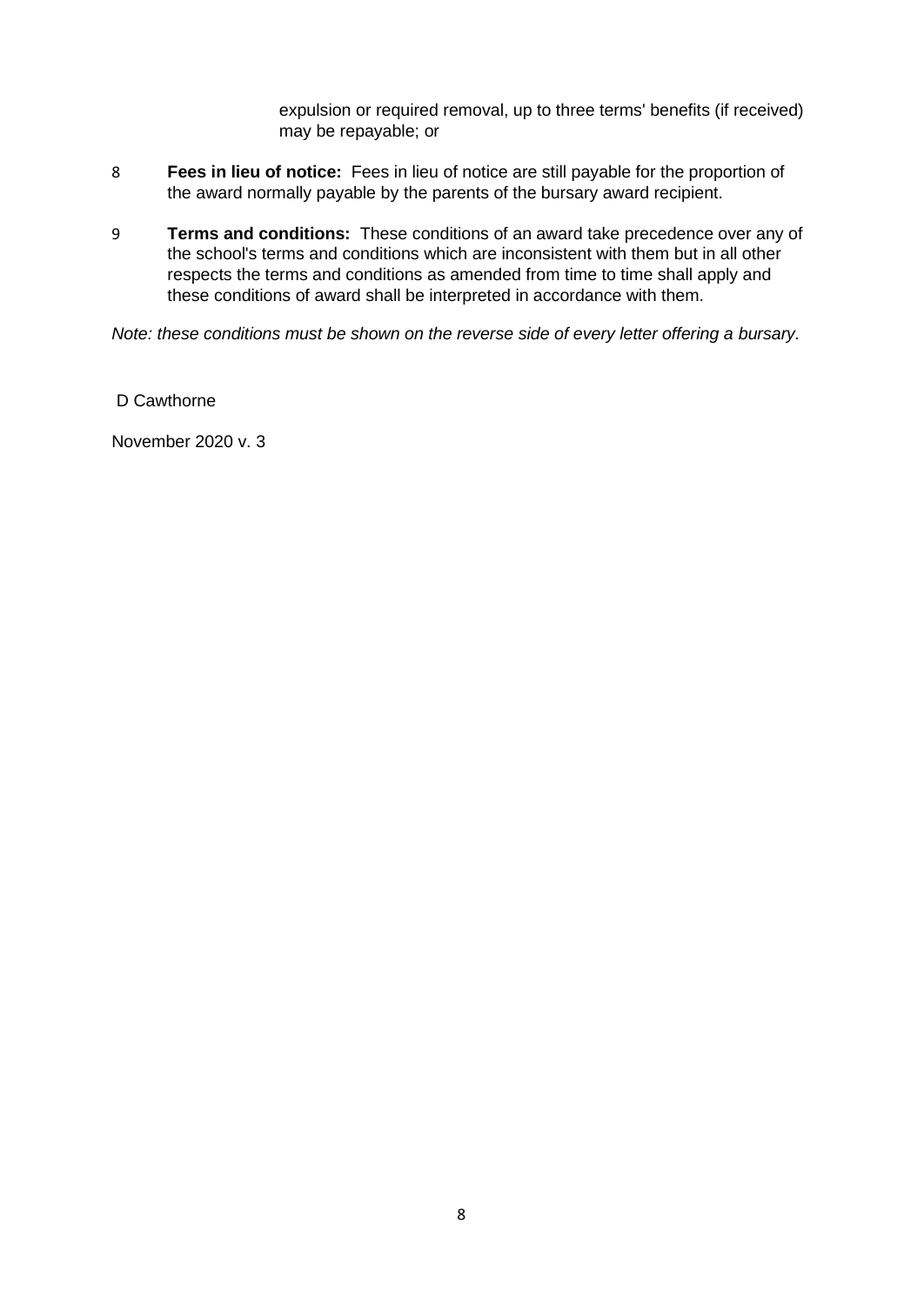expulsion or required removal, up to three terms' benefits (if received) may be repayable; or

8 **Fees in lieu of notice:** Fees in lieu of notice are still payable for the proportion of the award normally payable by the parents of the bursary award recipient.

9 **Terms and conditions:** These conditions of an award take precedence over any of the school's terms and conditions which are inconsistent with them but in all other respects the terms and conditions as amended from time to time shall apply and these conditions of award shall be interpreted in accordance with them.

*Note: these conditions must be shown on the reverse side of every letter offering a bursary.*

D Cawthorne

November 2020 v. 3